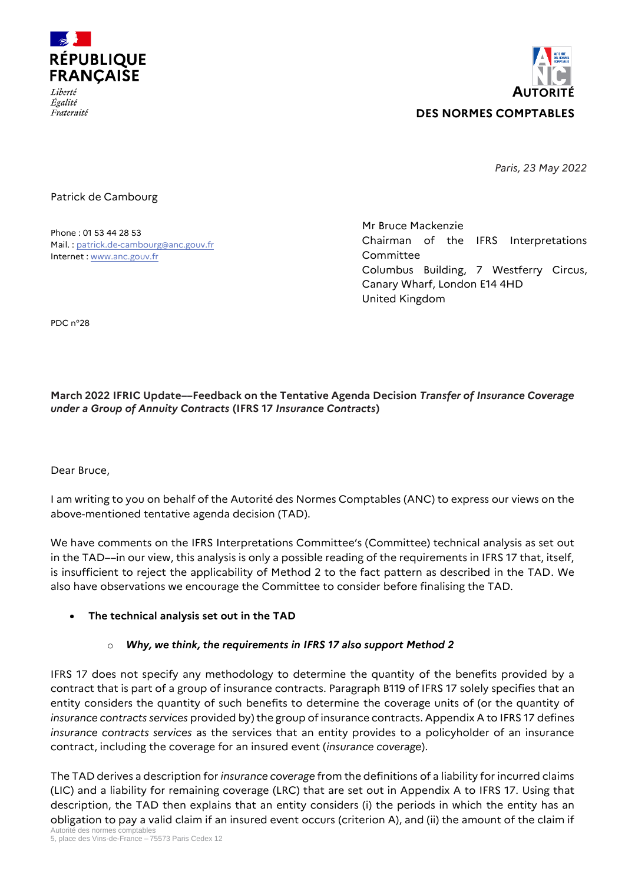RÉPUBLIQUE FRANÇAISE

*Liberté*
*Égalité*
*Fraternité*

AUTORITÉ DES NORMES COMPTABLES

*Paris, 23 May 2022*

Patrick de Cambourg

Phone : 01 53 44 28 53
Mail. : patrick.de-cambourg@anc.gouv.fr
Internet : www.anc.gouv.fr

Mr Bruce Mackenzie
Chairman of the IFRS Interpretations Committee
Columbus Building, 7 Westferry Circus, Canary Wharf, London E14 4HD
United Kingdom

PDC n°28

**March 2022 IFRIC Update––Feedback on the Tentative Agenda Decision *Transfer of Insurance Coverage under a Group of Annuity Contracts* (IFRS 17 *Insurance Contracts*)**

Dear Bruce,

I am writing to you on behalf of the Autorité des Normes Comptables (ANC) to express our views on the above-mentioned tentative agenda decision (TAD).

We have comments on the IFRS Interpretations Committee's (Committee) technical analysis as set out in the TAD––in our view, this analysis is only a possible reading of the requirements in IFRS 17 that, itself, is insufficient to reject the applicability of Method 2 to the fact pattern as described in the TAD. We also have observations we encourage the Committee to consider before finalising the TAD.

- **The technical analysis set out in the TAD**
  - ***Why, we think, the requirements in IFRS 17 also support Method 2***

IFRS 17 does not specify any methodology to determine the quantity of the benefits provided by a contract that is part of a group of insurance contracts. Paragraph B119 of IFRS 17 solely specifies that an entity considers the quantity of such benefits to determine the coverage units of (or the quantity of *insurance contracts services* provided by) the group of insurance contracts. Appendix A to IFRS 17 defines *insurance contracts services* as the services that an entity provides to a policyholder of an insurance contract, including the coverage for an insured event (*insurance coverage*).

The TAD derives a description for *insurance coverage* from the definitions of a liability for incurred claims (LIC) and a liability for remaining coverage (LRC) that are set out in Appendix A to IFRS 17. Using that description, the TAD then explains that an entity considers (i) the periods in which the entity has an obligation to pay a valid claim if an insured event occurs (criterion A), and (ii) the amount of the claim if

Autorité des normes comptables
5, place des Vins-de-France – 75573 Paris Cedex 12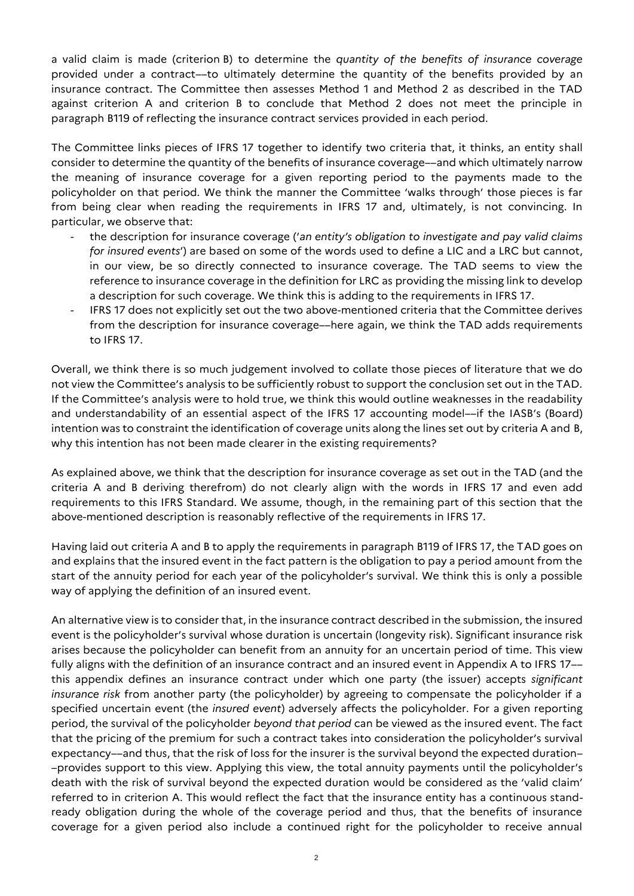a valid claim is made (criterion B) to determine the *quantity of the benefits of insurance coverage* provided under a contract––to ultimately determine the quantity of the benefits provided by an insurance contract. The Committee then assesses Method 1 and Method 2 as described in the TAD against criterion A and criterion B to conclude that Method 2 does not meet the principle in paragraph B119 of reflecting the insurance contract services provided in each period.

The Committee links pieces of IFRS 17 together to identify two criteria that, it thinks, an entity shall consider to determine the quantity of the benefits of insurance coverage––and which ultimately narrow the meaning of insurance coverage for a given reporting period to the payments made to the policyholder on that period. We think the manner the Committee 'walks through' those pieces is far from being clear when reading the requirements in IFRS 17 and, ultimately, is not convincing. In particular, we observe that:

- the description for insurance coverage ('*an entity's obligation to investigate and pay valid claims for insured events*') are based on some of the words used to define a LIC and a LRC but cannot, in our view, be so directly connected to insurance coverage. The TAD seems to view the reference to insurance coverage in the definition for LRC as providing the missing link to develop a description for such coverage. We think this is adding to the requirements in IFRS 17.
- IFRS 17 does not explicitly set out the two above-mentioned criteria that the Committee derives from the description for insurance coverage––here again, we think the TAD adds requirements to IFRS 17.

Overall, we think there is so much judgement involved to collate those pieces of literature that we do not view the Committee's analysis to be sufficiently robust to support the conclusion set out in the TAD. If the Committee's analysis were to hold true, we think this would outline weaknesses in the readability and understandability of an essential aspect of the IFRS 17 accounting model––if the IASB's (Board) intention was to constraint the identification of coverage units along the lines set out by criteria A and B, why this intention has not been made clearer in the existing requirements?

As explained above, we think that the description for insurance coverage as set out in the TAD (and the criteria A and B deriving therefrom) do not clearly align with the words in IFRS 17 and even add requirements to this IFRS Standard. We assume, though, in the remaining part of this section that the above-mentioned description is reasonably reflective of the requirements in IFRS 17.

Having laid out criteria A and B to apply the requirements in paragraph B119 of IFRS 17, the TAD goes on and explains that the insured event in the fact pattern is the obligation to pay a period amount from the start of the annuity period for each year of the policyholder's survival. We think this is only a possible way of applying the definition of an insured event.

An alternative view is to consider that, in the insurance contract described in the submission, the insured event is the policyholder's survival whose duration is uncertain (longevity risk). Significant insurance risk arises because the policyholder can benefit from an annuity for an uncertain period of time. This view fully aligns with the definition of an insurance contract and an insured event in Appendix A to IFRS 17–– this appendix defines an insurance contract under which one party (the issuer) accepts *significant insurance risk* from another party (the policyholder) by agreeing to compensate the policyholder if a specified uncertain event (the *insured event*) adversely affects the policyholder. For a given reporting period, the survival of the policyholder *beyond that period* can be viewed as the insured event. The fact that the pricing of the premium for such a contract takes into consideration the policyholder's survival expectancy––and thus, that the risk of loss for the insurer is the survival beyond the expected duration––provides support to this view. Applying this view, the total annuity payments until the policyholder's death with the risk of survival beyond the expected duration would be considered as the 'valid claim' referred to in criterion A. This would reflect the fact that the insurance entity has a continuous stand-ready obligation during the whole of the coverage period and thus, that the benefits of insurance coverage for a given period also include a continued right for the policyholder to receive annual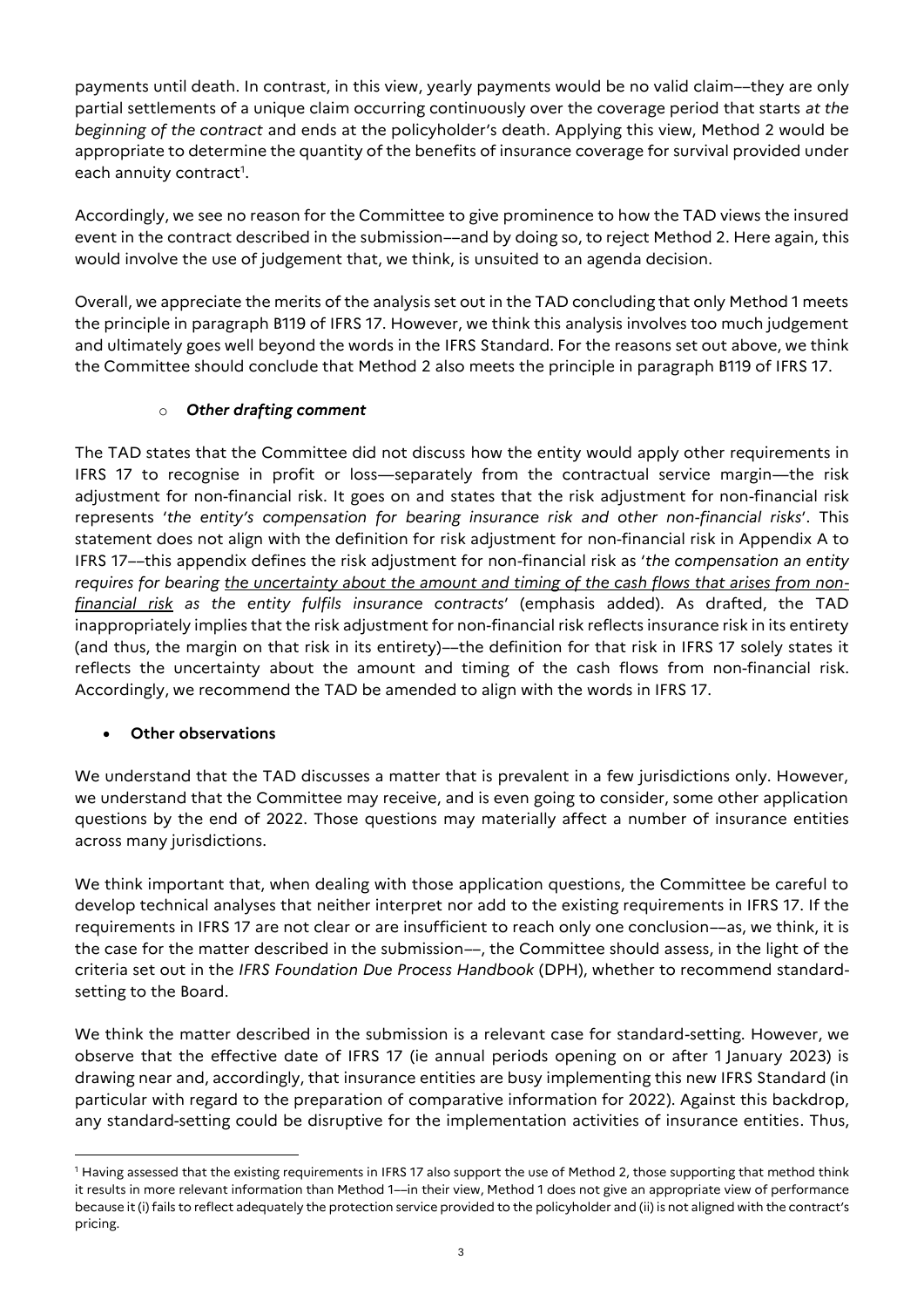payments until death. In contrast, in this view, yearly payments would be no valid claim––they are only partial settlements of a unique claim occurring continuously over the coverage period that starts *at the beginning of the contract* and ends at the policyholder's death. Applying this view, Method 2 would be appropriate to determine the quantity of the benefits of insurance coverage for survival provided under each annuity contract[1].

Accordingly, we see no reason for the Committee to give prominence to how the TAD views the insured event in the contract described in the submission––and by doing so, to reject Method 2. Here again, this would involve the use of judgement that, we think, is unsuited to an agenda decision.

Overall, we appreciate the merits of the analysis set out in the TAD concluding that only Method 1 meets the principle in paragraph B119 of IFRS 17. However, we think this analysis involves too much judgement and ultimately goes well beyond the words in the IFRS Standard. For the reasons set out above, we think the Committee should conclude that Method 2 also meets the principle in paragraph B119 of IFRS 17.

- ***Other drafting comment***

The TAD states that the Committee did not discuss how the entity would apply other requirements in IFRS 17 to recognise in profit or loss—separately from the contractual service margin—the risk adjustment for non-financial risk. It goes on and states that the risk adjustment for non-financial risk represents '*the entity's compensation for bearing insurance risk and other non-financial risks*'. This statement does not align with the definition for risk adjustment for non-financial risk in Appendix A to IFRS 17––this appendix defines the risk adjustment for non-financial risk as '*the compensation an entity requires for bearing <u>the uncertainty about the amount and timing of the cash flows that arises from non-financial risk</u> as the entity fulfils insurance contracts*' (emphasis added). As drafted, the TAD inappropriately implies that the risk adjustment for non-financial risk reflects insurance risk in its entirety (and thus, the margin on that risk in its entirety)—the definition for that risk in IFRS 17 solely states it reflects the uncertainty about the amount and timing of the cash flows from non-financial risk. Accordingly, we recommend the TAD be amended to align with the words in IFRS 17.

- **Other observations**

We understand that the TAD discusses a matter that is prevalent in a few jurisdictions only. However, we understand that the Committee may receive, and is even going to consider, some other application questions by the end of 2022. Those questions may materially affect a number of insurance entities across many jurisdictions.

We think important that, when dealing with those application questions, the Committee be careful to develop technical analyses that neither interpret nor add to the existing requirements in IFRS 17. If the requirements in IFRS 17 are not clear or are insufficient to reach only one conclusion––as, we think, it is the case for the matter described in the submission––, the Committee should assess, in the light of the criteria set out in the *IFRS Foundation Due Process Handbook* (DPH), whether to recommend standard-setting to the Board.

We think the matter described in the submission is a relevant case for standard-setting. However, we observe that the effective date of IFRS 17 (ie annual periods opening on or after 1 January 2023) is drawing near and, accordingly, that insurance entities are busy implementing this new IFRS Standard (in particular with regard to the preparation of comparative information for 2022). Against this backdrop, any standard-setting could be disruptive for the implementation activities of insurance entities. Thus,

[1] Having assessed that the existing requirements in IFRS 17 also support the use of Method 2, those supporting that method think it results in more relevant information than Method 1—in their view, Method 1 does not give an appropriate view of performance because it (i) fails to reflect adequately the protection service provided to the policyholder and (ii) is not aligned with the contract's pricing.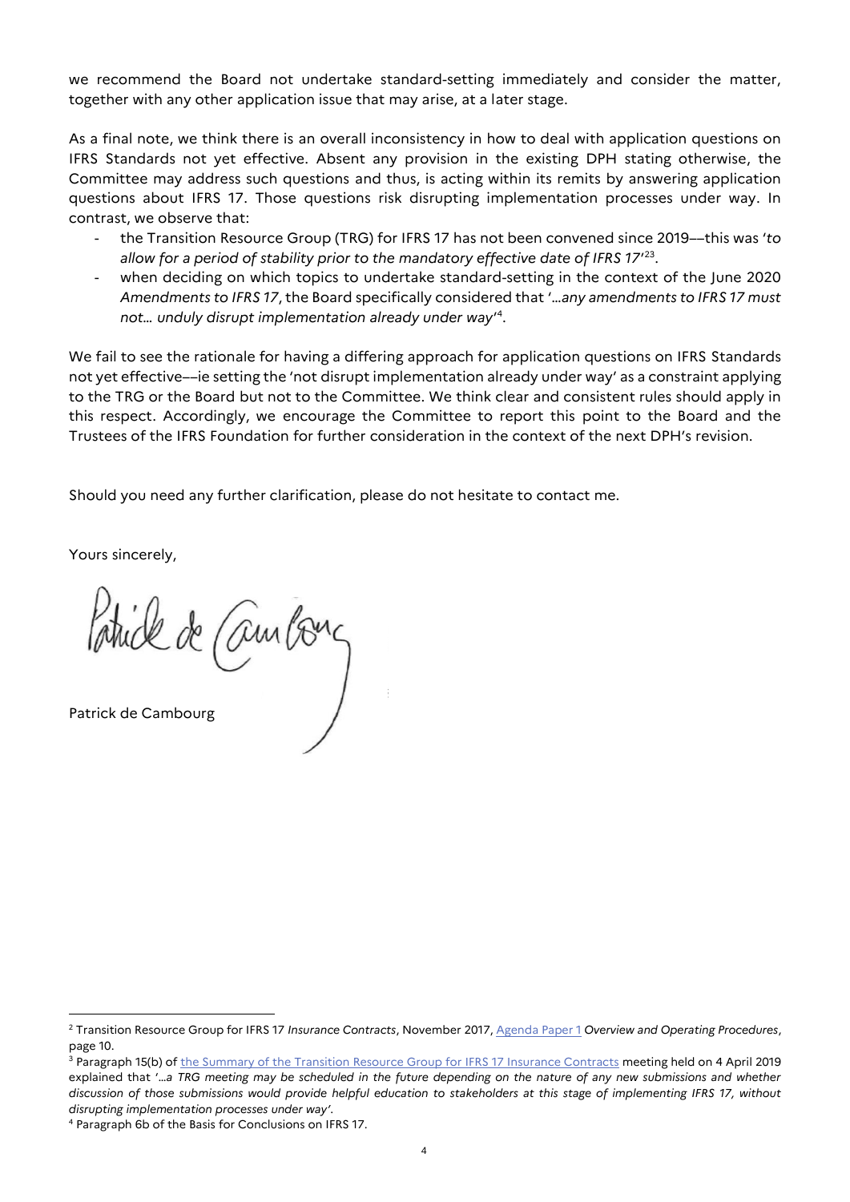we recommend the Board not undertake standard-setting immediately and consider the matter, together with any other application issue that may arise, at a later stage.

As a final note, we think there is an overall inconsistency in how to deal with application questions on IFRS Standards not yet effective. Absent any provision in the existing DPH stating otherwise, the Committee may address such questions and thus, is acting within its remits by answering application questions about IFRS 17. Those questions risk disrupting implementation processes under way. In contrast, we observe that:

- the Transition Resource Group (TRG) for IFRS 17 has not been convened since 2019––this was '*to allow for a period of stability prior to the mandatory effective date of IFRS 17*'[2][3].
- when deciding on which topics to undertake standard-setting in the context of the June 2020 *Amendments to IFRS 17*, the Board specifically considered that '*…any amendments to IFRS 17 must not… unduly disrupt implementation already under way*'[4].

We fail to see the rationale for having a differing approach for application questions on IFRS Standards not yet effective––ie setting the 'not disrupt implementation already under way' as a constraint applying to the TRG or the Board but not to the Committee. We think clear and consistent rules should apply in this respect. Accordingly, we encourage the Committee to report this point to the Board and the Trustees of the IFRS Foundation for further consideration in the context of the next DPH's revision.

Should you need any further clarification, please do not hesitate to contact me.

Yours sincerely,

Patrick de Cambourg

---

[2] Transition Resource Group for IFRS 17 *Insurance Contracts*, November 2017, Agenda Paper 1 *Overview and Operating Procedures*, page 10.

[3] Paragraph 15(b) of the Summary of the Transition Resource Group for IFRS 17 Insurance Contracts meeting held on 4 April 2019 explained that '*…a TRG meeting may be scheduled in the future depending on the nature of any new submissions and whether discussion of those submissions would provide helpful education to stakeholders at this stage of implementing IFRS 17, without disrupting implementation processes under way*'.

[4] Paragraph 6b of the Basis for Conclusions on IFRS 17.